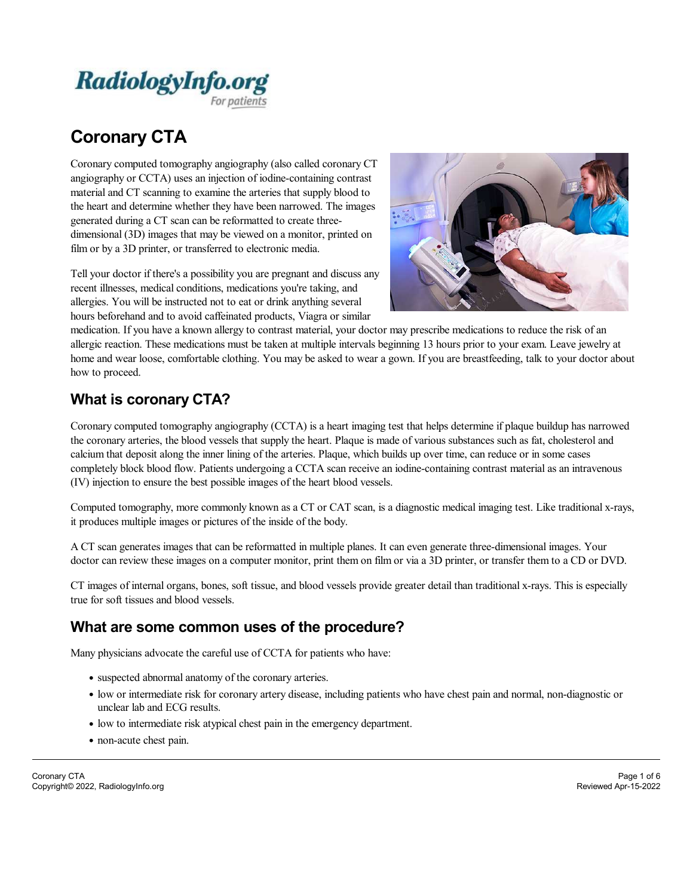# Coronary CTA

Coronary computed tomography angiography (also called coronary CT angiography or CCTA) uses an injection of iodine-containing contrast material and CT scanning to examine the arteries that supply blood to the heart and determine whether they have been narrowed. The images generated during a CT scan can be reformatted to create three-dimensional (3D) images that may be viewed on a monitor, printed on film or by a 3D printer, or transferred to electronic media.

Tell your doctor if there's a possibility you are pregnant and discuss any recent illnesses, medical conditions, medications you're taking, and allergies. You will be instructed not to eat or drink anything several hours beforehand and to avoid caffeinated products, Viagra or similar medication. If you have a known allergy to contrast material, your doctor may prescribe medications to reduce the risk of an allergic reaction. These medications must be taken at multiple intervals beginning 13 hours prior to your exam. Leave jewelry at home and wear loose, comfortable clothing. You may be asked to wear a gown. If you are breastfeeding, talk to your doctor about how to proceed.

## What is coronary CTA?

Coronary computed tomography angiography (CCTA) is a heart imaging test that helps determine if plaque buildup has narrowed the coronary arteries, the blood vessels that supply the heart. Plaque is made of various substances such as fat, cholesterol and calcium that deposit along the inner lining of the arteries. Plaque, which builds up over time, can reduce or in some cases completely block blood flow. Patients undergoing a CCTA scan receive an iodine-containing contrast material as an intravenous (IV) injection to ensure the best possible images of the heart blood vessels.

Computed tomography, more commonly known as a CT or CAT scan, is a diagnostic medical imaging test. Like traditional x-rays, it produces multiple images or pictures of the inside of the body.

A CT scan generates images that can be reformatted in multiple planes. It can even generate three-dimensional images. Your doctor can review these images on a computer monitor, print them on film or via a 3D printer, or transfer them to a CD or DVD.

CT images of internal organs, bones, soft tissue, and blood vessels provide greater detail than traditional x-rays. This is especially true for soft tissues and blood vessels.

## What are some common uses of the procedure?

Many physicians advocate the careful use of CCTA for patients who have:

- suspected abnormal anatomy of the coronary arteries.
- low or intermediate risk for coronary artery disease, including patients who have chest pain and normal, non-diagnostic or unclear lab and ECG results.
- low to intermediate risk atypical chest pain in the emergency department.
- non-acute chest pain.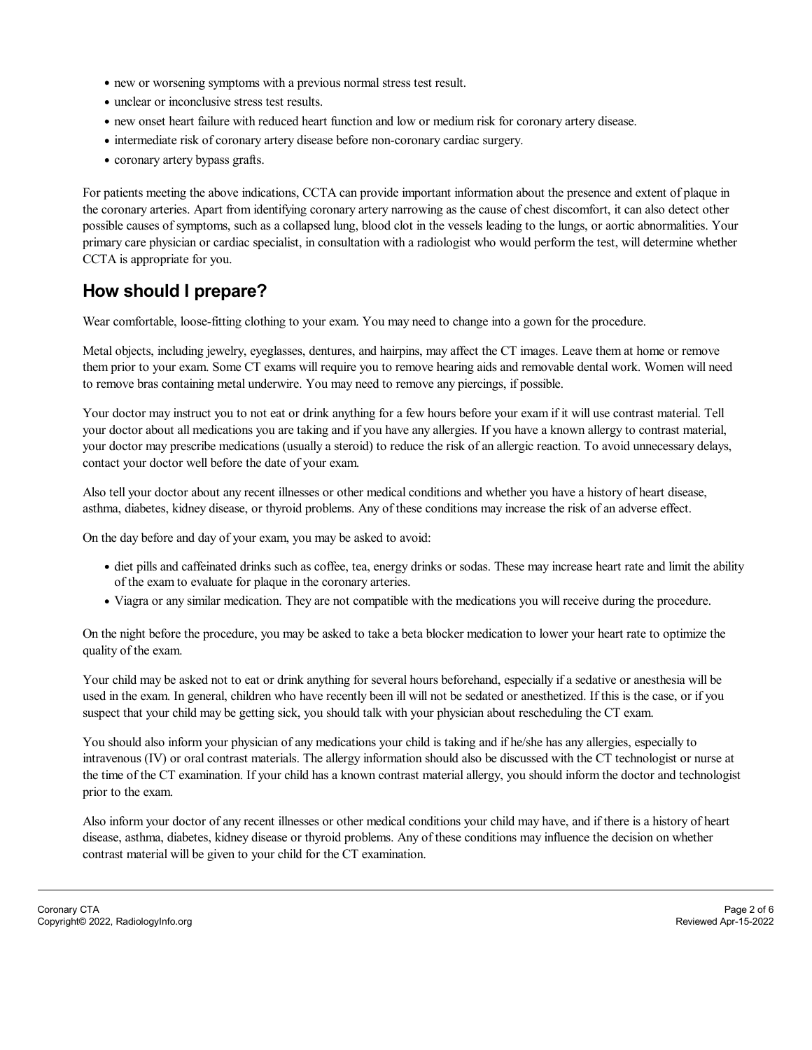- new or worsening symptoms with a previous normal stress test result.
- unclear or inconclusive stress test results.
- new onset heart failure with reduced heart function and low or medium risk for coronary artery disease.
- intermediate risk of coronary artery disease before non-coronary cardiac surgery.
- coronary artery bypass grafts.

For patients meeting the above indications, CCTA can provide important information about the presence and extent of plaque in the coronary arteries. Apart from identifying coronary artery narrowing as the cause of chest discomfort, it can also detect other possible causes of symptoms, such as a collapsed lung, blood clot in the vessels leading to the lungs, or aortic abnormalities. Your primary care physician or cardiac specialist, in consultation with a radiologist who would perform the test, will determine whether CCTA is appropriate for you.

## How should I prepare?

Wear comfortable, loose-fitting clothing to your exam. You may need to change into a gown for the procedure.

Metal objects, including jewelry, eyeglasses, dentures, and hairpins, may affect the CT images. Leave them at home or remove them prior to your exam. Some CT exams will require you to remove hearing aids and removable dental work. Women will need to remove bras containing metal underwire. You may need to remove any piercings, if possible.

Your doctor may instruct you to not eat or drink anything for a few hours before your exam if it will use contrast material. Tell your doctor about all medications you are taking and if you have any allergies. If you have a known allergy to contrast material, your doctor may prescribe medications (usually a steroid) to reduce the risk of an allergic reaction. To avoid unnecessary delays, contact your doctor well before the date of your exam.

Also tell your doctor about any recent illnesses or other medical conditions and whether you have a history of heart disease, asthma, diabetes, kidney disease, or thyroid problems. Any of these conditions may increase the risk of an adverse effect.

On the day before and day of your exam, you may be asked to avoid:

- diet pills and caffeinated drinks such as coffee, tea, energy drinks or sodas. These may increase heart rate and limit the ability of the exam to evaluate for plaque in the coronary arteries.
- Viagra or any similar medication. They are not compatible with the medications you will receive during the procedure.

On the night before the procedure, you may be asked to take a beta blocker medication to lower your heart rate to optimize the quality of the exam.

Your child may be asked not to eat or drink anything for several hours beforehand, especially if a sedative or anesthesia will be used in the exam. In general, children who have recently been ill will not be sedated or anesthetized. If this is the case, or if you suspect that your child may be getting sick, you should talk with your physician about rescheduling the CT exam.

You should also inform your physician of any medications your child is taking and if he/she has any allergies, especially to intravenous (IV) or oral contrast materials. The allergy information should also be discussed with the CT technologist or nurse at the time of the CT examination. If your child has a known contrast material allergy, you should inform the doctor and technologist prior to the exam.

Also inform your doctor of any recent illnesses or other medical conditions your child may have, and if there is a history of heart disease, asthma, diabetes, kidney disease or thyroid problems. Any of these conditions may influence the decision on whether contrast material will be given to your child for the CT examination.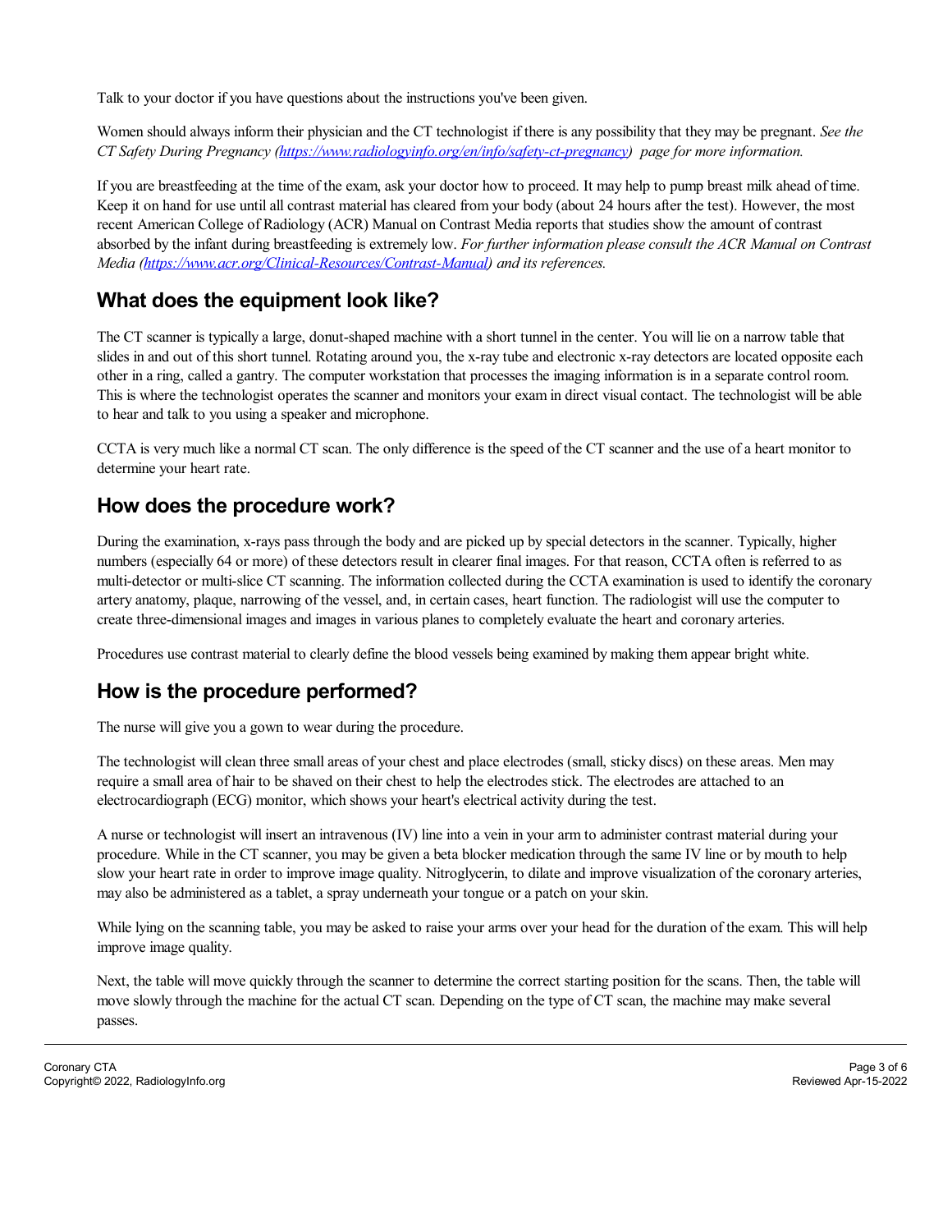Talk to your doctor if you have questions about the instructions you've been given.

Women should always inform their physician and the CT technologist if there is any possibility that they may be pregnant. *See the CT Safety During Pregnancy ([https://www.radiologyinfo.org/en/info/safety-ct-pregnancy](https://www.radiologyinfo.org/en/info/safety-ct-pregnancy)) page for more information.*

If you are breastfeeding at the time of the exam, ask your doctor how to proceed. It may help to pump breast milk ahead of time. Keep it on hand for use until all contrast material has cleared from your body (about 24 hours after the test). However, the most recent American College of Radiology (ACR) Manual on Contrast Media reports that studies show the amount of contrast absorbed by the infant during breastfeeding is extremely low. *For further information please consult the ACR Manual on Contrast Media ([https://www.acr.org/Clinical-Resources/Contrast-Manual](https://www.acr.org/Clinical-Resources/Contrast-Manual)) and its references.*

## What does the equipment look like?

The CT scanner is typically a large, donut-shaped machine with a short tunnel in the center. You will lie on a narrow table that slides in and out of this short tunnel. Rotating around you, the x-ray tube and electronic x-ray detectors are located opposite each other in a ring, called a gantry. The computer workstation that processes the imaging information is in a separate control room. This is where the technologist operates the scanner and monitors your exam in direct visual contact. The technologist will be able to hear and talk to you using a speaker and microphone.

CCTA is very much like a normal CT scan. The only difference is the speed of the CT scanner and the use of a heart monitor to determine your heart rate.

## How does the procedure work?

During the examination, x-rays pass through the body and are picked up by special detectors in the scanner. Typically, higher numbers (especially 64 or more) of these detectors result in clearer final images. For that reason, CCTA often is referred to as multi-detector or multi-slice CT scanning. The information collected during the CCTA examination is used to identify the coronary artery anatomy, plaque, narrowing of the vessel, and, in certain cases, heart function. The radiologist will use the computer to create three-dimensional images and images in various planes to completely evaluate the heart and coronary arteries.

Procedures use contrast material to clearly define the blood vessels being examined by making them appear bright white.

## How is the procedure performed?

The nurse will give you a gown to wear during the procedure.

The technologist will clean three small areas of your chest and place electrodes (small, sticky discs) on these areas. Men may require a small area of hair to be shaved on their chest to help the electrodes stick. The electrodes are attached to an electrocardiograph (ECG) monitor, which shows your heart's electrical activity during the test.

A nurse or technologist will insert an intravenous (IV) line into a vein in your arm to administer contrast material during your procedure. While in the CT scanner, you may be given a beta blocker medication through the same IV line or by mouth to help slow your heart rate in order to improve image quality. Nitroglycerin, to dilate and improve visualization of the coronary arteries, may also be administered as a tablet, a spray underneath your tongue or a patch on your skin.

While lying on the scanning table, you may be asked to raise your arms over your head for the duration of the exam. This will help improve image quality.

Next, the table will move quickly through the scanner to determine the correct starting position for the scans. Then, the table will move slowly through the machine for the actual CT scan. Depending on the type of CT scan, the machine may make several passes.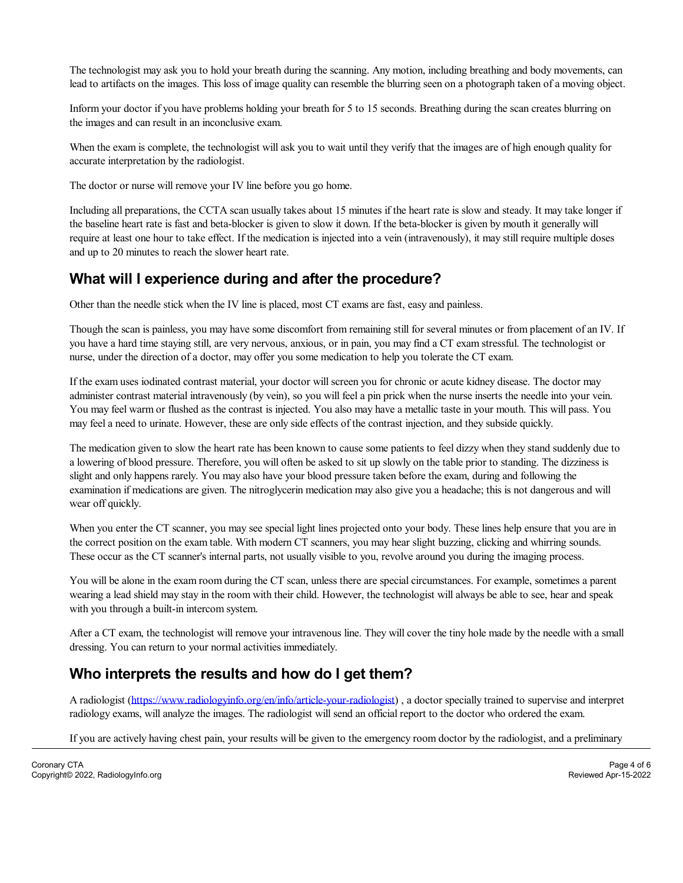The technologist may ask you to hold your breath during the scanning. Any motion, including breathing and body movements, can lead to artifacts on the images. This loss of image quality can resemble the blurring seen on a photograph taken of a moving object.

Inform your doctor if you have problems holding your breath for 5 to 15 seconds. Breathing during the scan creates blurring on the images and can result in an inconclusive exam.

When the exam is complete, the technologist will ask you to wait until they verify that the images are of high enough quality for accurate interpretation by the radiologist.

The doctor or nurse will remove your IV line before you go home.

Including all preparations, the CCTA scan usually takes about 15 minutes if the heart rate is slow and steady. It may take longer if the baseline heart rate is fast and beta-blocker is given to slow it down. If the beta-blocker is given by mouth it generally will require at least one hour to take effect. If the medication is injected into a vein (intravenously), it may still require multiple doses and up to 20 minutes to reach the slower heart rate.

## What will I experience during and after the procedure?

Other than the needle stick when the IV line is placed, most CT exams are fast, easy and painless.

Though the scan is painless, you may have some discomfort from remaining still for several minutes or from placement of an IV. If you have a hard time staying still, are very nervous, anxious, or in pain, you may find a CT exam stressful. The technologist or nurse, under the direction of a doctor, may offer you some medication to help you tolerate the CT exam.

If the exam uses iodinated contrast material, your doctor will screen you for chronic or acute kidney disease. The doctor may administer contrast material intravenously (by vein), so you will feel a pin prick when the nurse inserts the needle into your vein. You may feel warm or flushed as the contrast is injected. You also may have a metallic taste in your mouth. This will pass. You may feel a need to urinate. However, these are only side effects of the contrast injection, and they subside quickly.

The medication given to slow the heart rate has been known to cause some patients to feel dizzy when they stand suddenly due to a lowering of blood pressure. Therefore, you will often be asked to sit up slowly on the table prior to standing. The dizziness is slight and only happens rarely. You may also have your blood pressure taken before the exam, during and following the examination if medications are given. The nitroglycerin medication may also give you a headache; this is not dangerous and will wear off quickly.

When you enter the CT scanner, you may see special light lines projected onto your body. These lines help ensure that you are in the correct position on the exam table. With modern CT scanners, you may hear slight buzzing, clicking and whirring sounds. These occur as the CT scanner's internal parts, not usually visible to you, revolve around you during the imaging process.

You will be alone in the exam room during the CT scan, unless there are special circumstances. For example, sometimes a parent wearing a lead shield may stay in the room with their child. However, the technologist will always be able to see, hear and speak with you through a built-in intercom system.

After a CT exam, the technologist will remove your intravenous line. They will cover the tiny hole made by the needle with a small dressing. You can return to your normal activities immediately.

## Who interprets the results and how do I get them?

A radiologist (https://www.radiologyinfo.org/en/info/article-your-radiologist) , a doctor specially trained to supervise and interpret radiology exams, will analyze the images. The radiologist will send an official report to the doctor who ordered the exam.

If you are actively having chest pain, your results will be given to the emergency room doctor by the radiologist, and a preliminary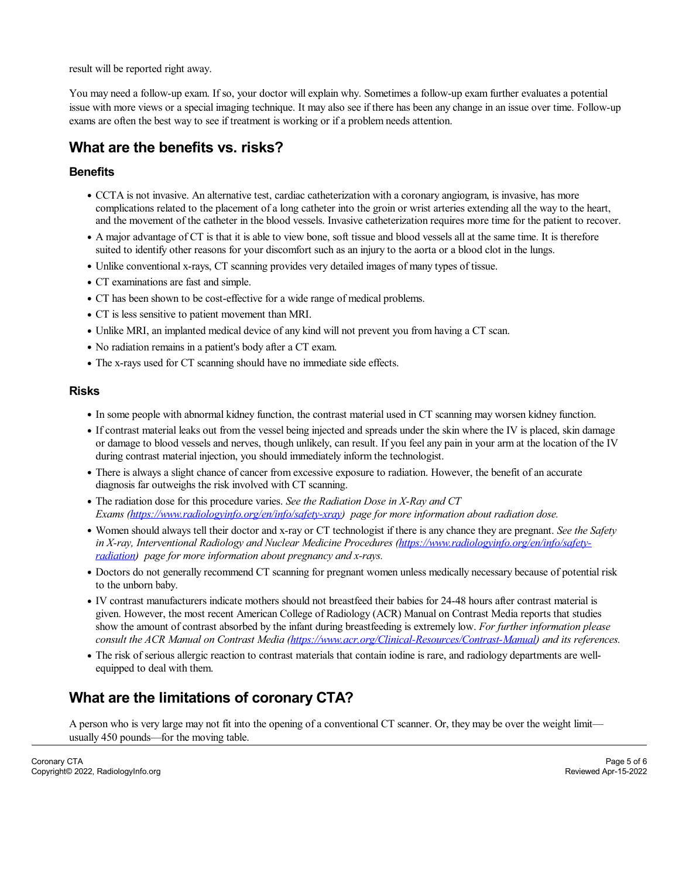result will be reported right away.

You may need a follow-up exam. If so, your doctor will explain why. Sometimes a follow-up exam further evaluates a potential issue with more views or a special imaging technique. It may also see if there has been any change in an issue over time. Follow-up exams are often the best way to see if treatment is working or if a problem needs attention.

## What are the benefits vs. risks?

### Benefits

- CCTA is not invasive. An alternative test, cardiac catheterization with a coronary angiogram, is invasive, has more complications related to the placement of a long catheter into the groin or wrist arteries extending all the way to the heart, and the movement of the catheter in the blood vessels. Invasive catheterization requires more time for the patient to recover.
- A major advantage of CT is that it is able to view bone, soft tissue and blood vessels all at the same time. It is therefore suited to identify other reasons for your discomfort such as an injury to the aorta or a blood clot in the lungs.
- Unlike conventional x-rays, CT scanning provides very detailed images of many types of tissue.
- CT examinations are fast and simple.
- CT has been shown to be cost-effective for a wide range of medical problems.
- CT is less sensitive to patient movement than MRI.
- Unlike MRI, an implanted medical device of any kind will not prevent you from having a CT scan.
- No radiation remains in a patient's body after a CT exam.
- The x-rays used for CT scanning should have no immediate side effects.

### Risks

- In some people with abnormal kidney function, the contrast material used in CT scanning may worsen kidney function.
- If contrast material leaks out from the vessel being injected and spreads under the skin where the IV is placed, skin damage or damage to blood vessels and nerves, though unlikely, can result. If you feel any pain in your arm at the location of the IV during contrast material injection, you should immediately inform the technologist.
- There is always a slight chance of cancer from excessive exposure to radiation. However, the benefit of an accurate diagnosis far outweighs the risk involved with CT scanning.
- The radiation dose for this procedure varies. *See the Radiation Dose in X-Ray and CT Exams (https://www.radiologyinfo.org/en/info/safety-xray) page for more information about radiation dose.*
- Women should always tell their doctor and x-ray or CT technologist if there is any chance they are pregnant. *See the Safety in X-ray, Interventional Radiology and Nuclear Medicine Procedures (https://www.radiologyinfo.org/en/info/safety-radiation) page for more information about pregnancy and x-rays.*
- Doctors do not generally recommend CT scanning for pregnant women unless medically necessary because of potential risk to the unborn baby.
- IV contrast manufacturers indicate mothers should not breastfeed their babies for 24-48 hours after contrast material is given. However, the most recent American College of Radiology (ACR) Manual on Contrast Media reports that studies show the amount of contrast absorbed by the infant during breastfeeding is extremely low. *For further information please consult the ACR Manual on Contrast Media (https://www.acr.org/Clinical-Resources/Contrast-Manual) and its references.*
- The risk of serious allergic reaction to contrast materials that contain iodine is rare, and radiology departments are well-equipped to deal with them.

## What are the limitations of coronary CTA?

A person who is very large may not fit into the opening of a conventional CT scanner. Or, they may be over the weight limit—usually 450 pounds—for the moving table.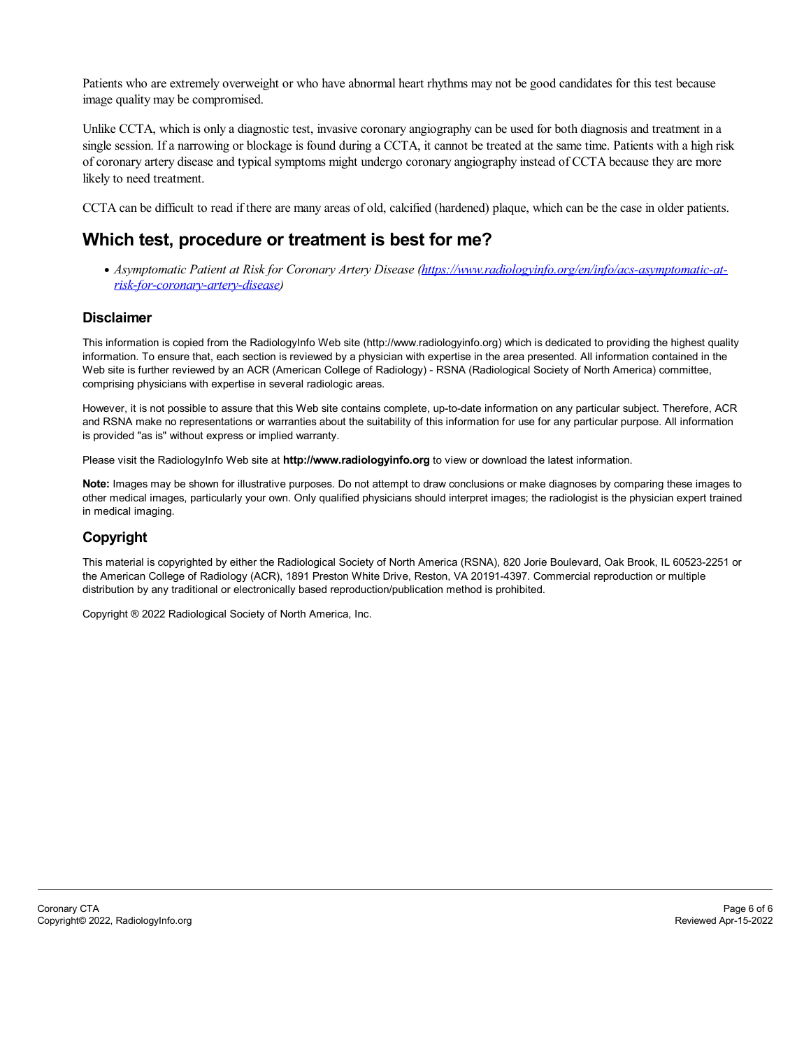Patients who are extremely overweight or who have abnormal heart rhythms may not be good candidates for this test because image quality may be compromised.

Unlike CCTA, which is only a diagnostic test, invasive coronary angiography can be used for both diagnosis and treatment in a single session. If a narrowing or blockage is found during a CCTA, it cannot be treated at the same time. Patients with a high risk of coronary artery disease and typical symptoms might undergo coronary angiography instead of CCTA because they are more likely to need treatment.

CCTA can be difficult to read if there are many areas of old, calcified (hardened) plaque, which can be the case in older patients.

## Which test, procedure or treatment is best for me?

- *Asymptomatic Patient at Risk for Coronary Artery Disease (https://www.radiologyinfo.org/en/info/acs-asymptomatic-at-risk-for-coronary-artery-disease)*

### Disclaimer

This information is copied from the RadiologyInfo Web site (http://www.radiologyinfo.org) which is dedicated to providing the highest quality information. To ensure that, each section is reviewed by a physician with expertise in the area presented. All information contained in the Web site is further reviewed by an ACR (American College of Radiology) - RSNA (Radiological Society of North America) committee, comprising physicians with expertise in several radiologic areas.

However, it is not possible to assure that this Web site contains complete, up-to-date information on any particular subject. Therefore, ACR and RSNA make no representations or warranties about the suitability of this information for use for any particular purpose. All information is provided "as is" without express or implied warranty.

Please visit the RadiologyInfo Web site at **http://www.radiologyinfo.org** to view or download the latest information.

**Note:** Images may be shown for illustrative purposes. Do not attempt to draw conclusions or make diagnoses by comparing these images to other medical images, particularly your own. Only qualified physicians should interpret images; the radiologist is the physician expert trained in medical imaging.

### Copyright

This material is copyrighted by either the Radiological Society of North America (RSNA), 820 Jorie Boulevard, Oak Brook, IL 60523-2251 or the American College of Radiology (ACR), 1891 Preston White Drive, Reston, VA 20191-4397. Commercial reproduction or multiple distribution by any traditional or electronically based reproduction/publication method is prohibited.

Copyright ® 2022 Radiological Society of North America, Inc.